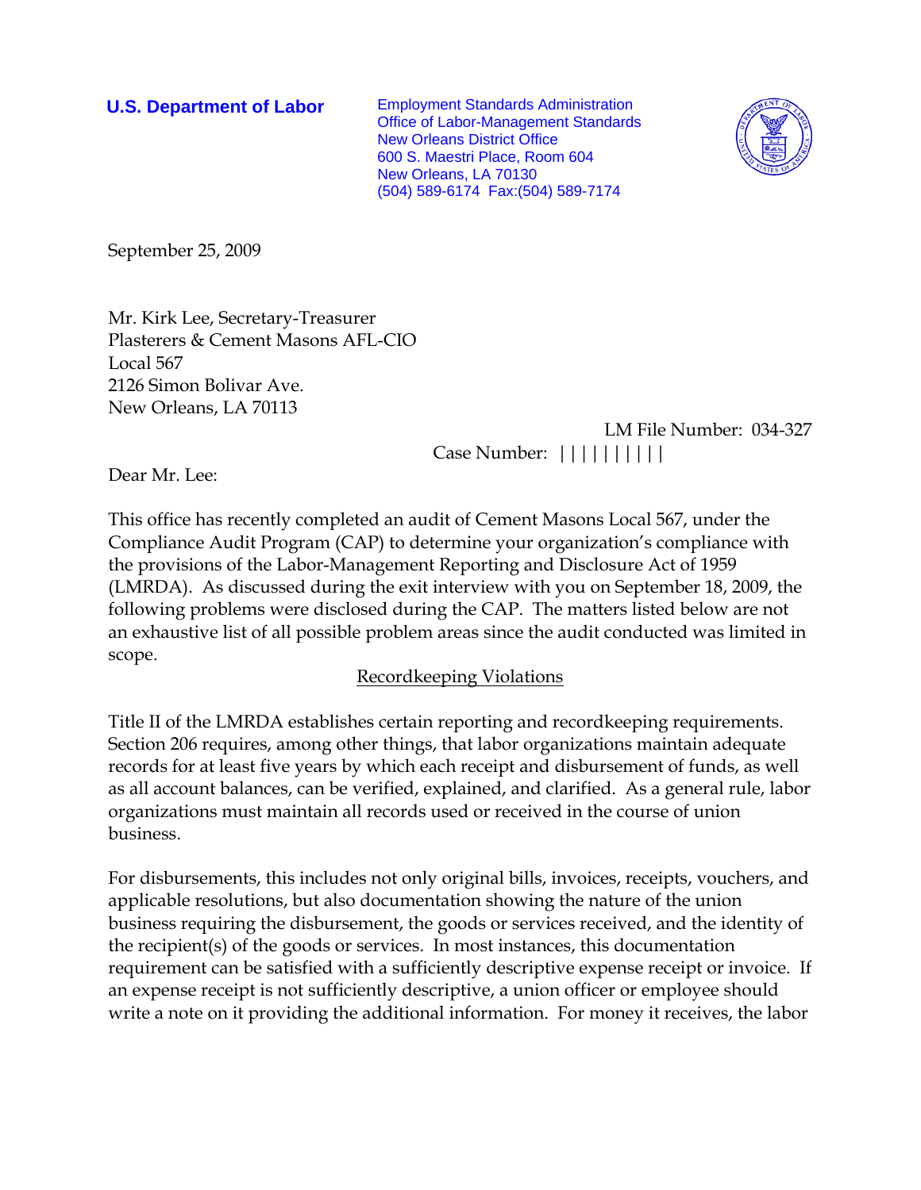**U.S. Department of Labor**

Employment Standards Administration
Office of Labor-Management Standards
New Orleans District Office
600 S. Maestri Place, Room 604
New Orleans, LA 70130
(504) 589-6174 Fax:(504) 589-7174

September 25, 2009

Mr. Kirk Lee, Secretary-Treasurer
Plasterers & Cement Masons AFL-CIO
Local 567
2126 Simon Bolivar Ave.
New Orleans, LA 70113

LM File Number: 034-327
Case Number: ||||||||||

Dear Mr. Lee:

This office has recently completed an audit of Cement Masons Local 567, under the Compliance Audit Program (CAP) to determine your organization's compliance with the provisions of the Labor-Management Reporting and Disclosure Act of 1959 (LMRDA). As discussed during the exit interview with you on September 18, 2009, the following problems were disclosed during the CAP. The matters listed below are not an exhaustive list of all possible problem areas since the audit conducted was limited in scope.

Recordkeeping Violations

Title II of the LMRDA establishes certain reporting and recordkeeping requirements. Section 206 requires, among other things, that labor organizations maintain adequate records for at least five years by which each receipt and disbursement of funds, as well as all account balances, can be verified, explained, and clarified. As a general rule, labor organizations must maintain all records used or received in the course of union business.

For disbursements, this includes not only original bills, invoices, receipts, vouchers, and applicable resolutions, but also documentation showing the nature of the union business requiring the disbursement, the goods or services received, and the identity of the recipient(s) of the goods or services. In most instances, this documentation requirement can be satisfied with a sufficiently descriptive expense receipt or invoice. If an expense receipt is not sufficiently descriptive, a union officer or employee should write a note on it providing the additional information. For money it receives, the labor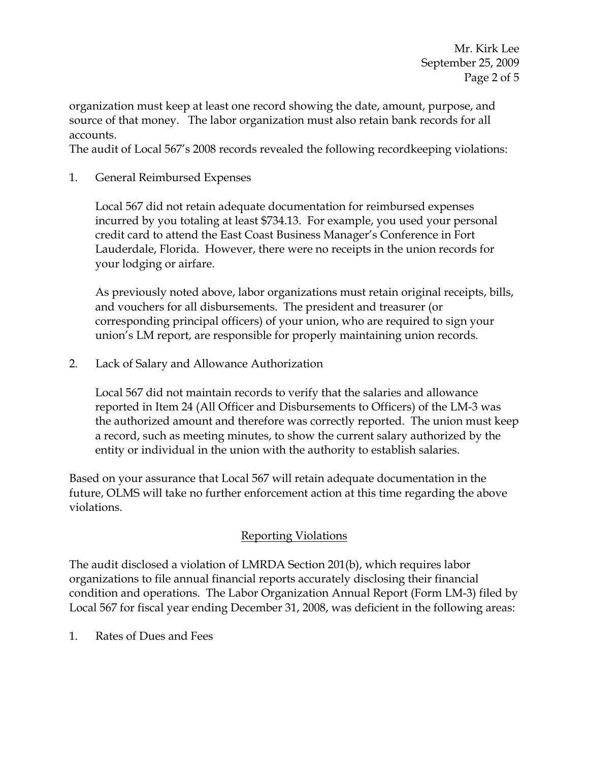organization must keep at least one record showing the date, amount, purpose, and source of that money. The labor organization must also retain bank records for all accounts.

The audit of Local 567's 2008 records revealed the following recordkeeping violations:

1. General Reimbursed Expenses

   Local 567 did not retain adequate documentation for reimbursed expenses incurred by you totaling at least $734.13. For example, you used your personal credit card to attend the East Coast Business Manager's Conference in Fort Lauderdale, Florida. However, there were no receipts in the union records for your lodging or airfare.

   As previously noted above, labor organizations must retain original receipts, bills, and vouchers for all disbursements. The president and treasurer (or corresponding principal officers) of your union, who are required to sign your union's LM report, are responsible for properly maintaining union records.

2. Lack of Salary and Allowance Authorization

   Local 567 did not maintain records to verify that the salaries and allowance reported in Item 24 (All Officer and Disbursements to Officers) of the LM-3 was the authorized amount and therefore was correctly reported. The union must keep a record, such as meeting minutes, to show the current salary authorized by the entity or individual in the union with the authority to establish salaries.

Based on your assurance that Local 567 will retain adequate documentation in the future, OLMS will take no further enforcement action at this time regarding the above violations.

## Reporting Violations

The audit disclosed a violation of LMRDA Section 201(b), which requires labor organizations to file annual financial reports accurately disclosing their financial condition and operations. The Labor Organization Annual Report (Form LM-3) filed by Local 567 for fiscal year ending December 31, 2008, was deficient in the following areas:

1. Rates of Dues and Fees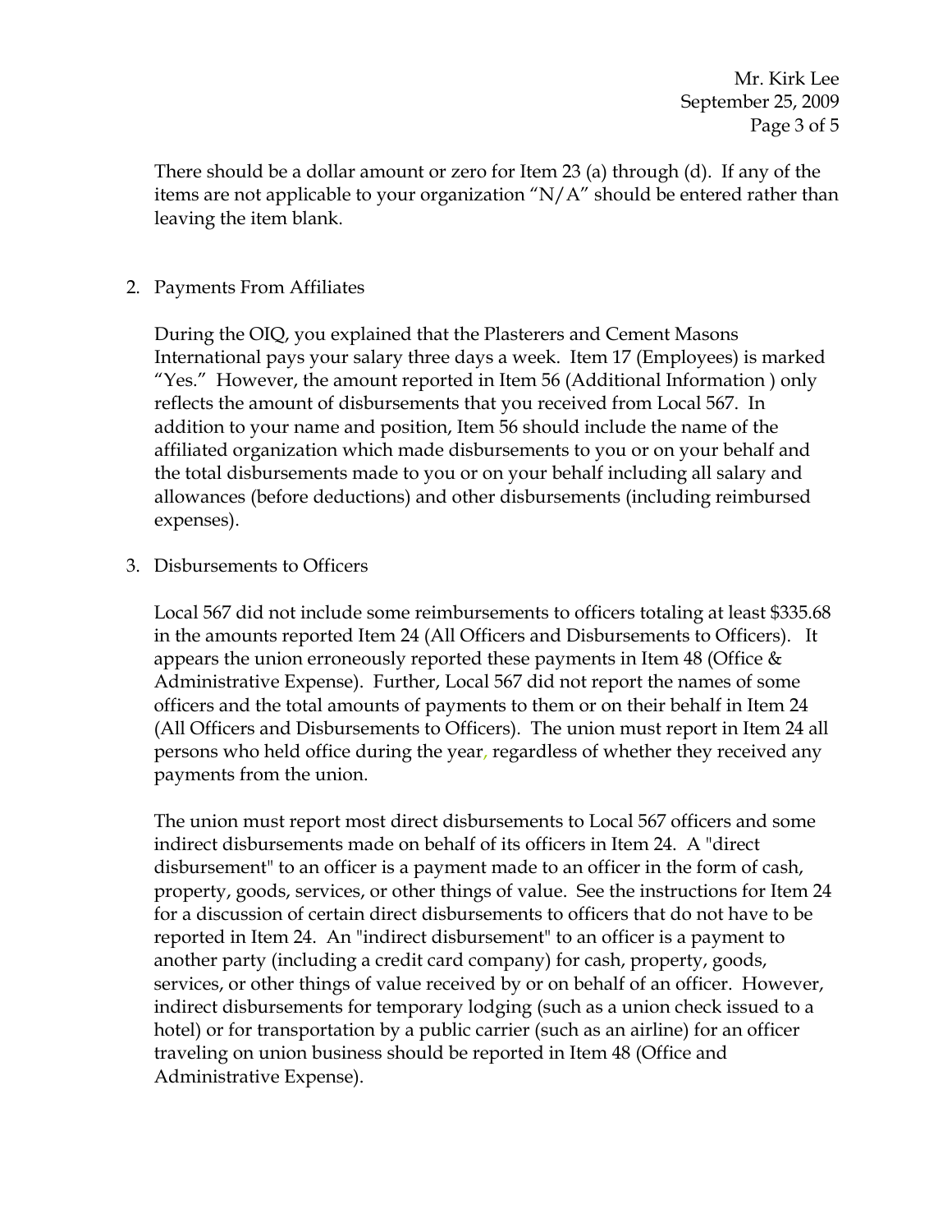There should be a dollar amount or zero for Item 23 (a) through (d). If any of the items are not applicable to your organization "N/A" should be entered rather than leaving the item blank.

2. Payments From Affiliates

   During the OIQ, you explained that the Plasterers and Cement Masons International pays your salary three days a week. Item 17 (Employees) is marked "Yes." However, the amount reported in Item 56 (Additional Information ) only reflects the amount of disbursements that you received from Local 567. In addition to your name and position, Item 56 should include the name of the affiliated organization which made disbursements to you or on your behalf and the total disbursements made to you or on your behalf including all salary and allowances (before deductions) and other disbursements (including reimbursed expenses).

3. Disbursements to Officers

   Local 567 did not include some reimbursements to officers totaling at least $335.68 in the amounts reported Item 24 (All Officers and Disbursements to Officers). It appears the union erroneously reported these payments in Item 48 (Office & Administrative Expense). Further, Local 567 did not report the names of some officers and the total amounts of payments to them or on their behalf in Item 24 (All Officers and Disbursements to Officers). The union must report in Item 24 all persons who held office during the year, regardless of whether they received any payments from the union.

   The union must report most direct disbursements to Local 567 officers and some indirect disbursements made on behalf of its officers in Item 24. A "direct disbursement" to an officer is a payment made to an officer in the form of cash, property, goods, services, or other things of value. See the instructions for Item 24 for a discussion of certain direct disbursements to officers that do not have to be reported in Item 24. An "indirect disbursement" to an officer is a payment to another party (including a credit card company) for cash, property, goods, services, or other things of value received by or on behalf of an officer. However, indirect disbursements for temporary lodging (such as a union check issued to a hotel) or for transportation by a public carrier (such as an airline) for an officer traveling on union business should be reported in Item 48 (Office and Administrative Expense).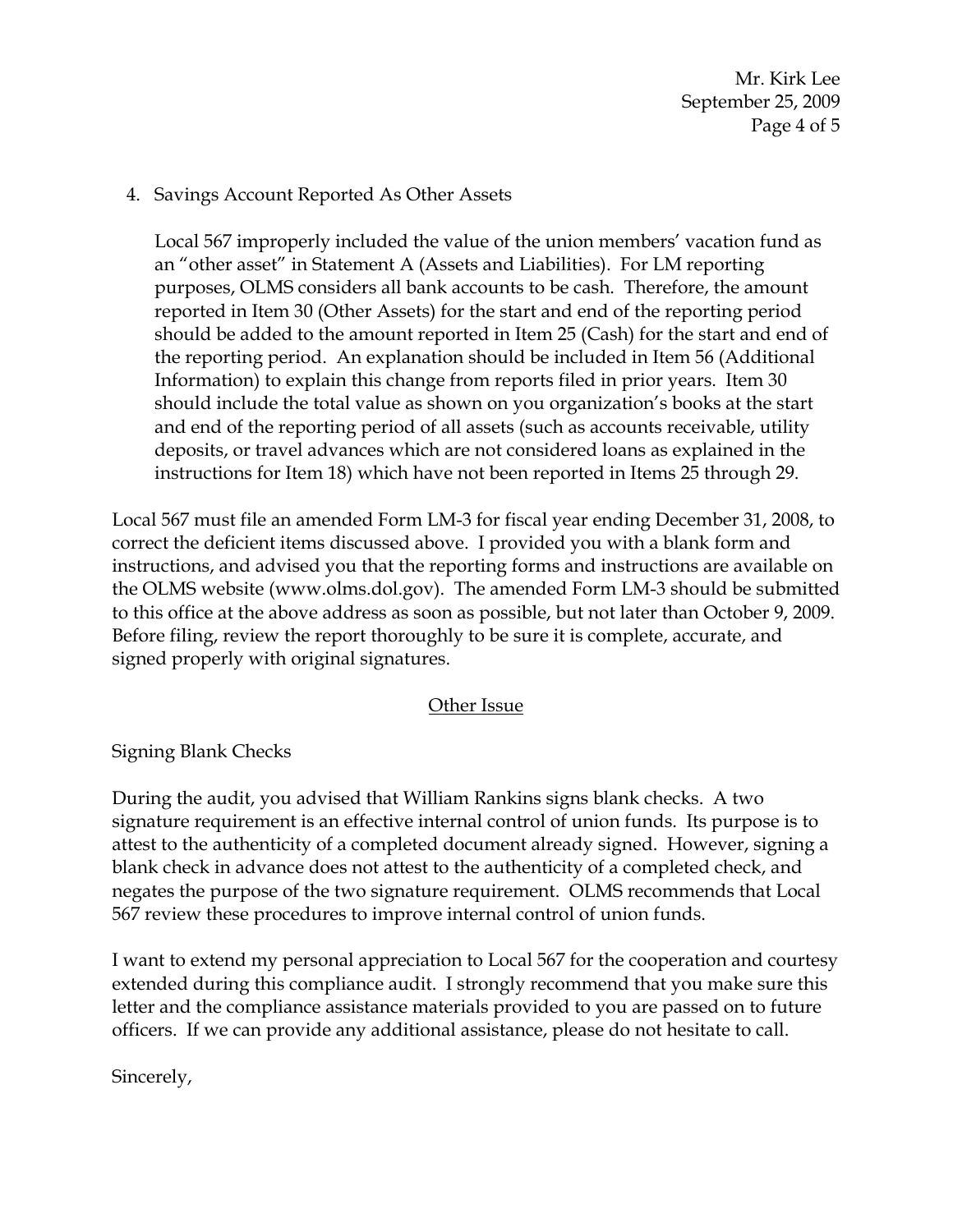4. Savings Account Reported As Other Assets

   Local 567 improperly included the value of the union members' vacation fund as an "other asset" in Statement A (Assets and Liabilities). For LM reporting purposes, OLMS considers all bank accounts to be cash. Therefore, the amount reported in Item 30 (Other Assets) for the start and end of the reporting period should be added to the amount reported in Item 25 (Cash) for the start and end of the reporting period. An explanation should be included in Item 56 (Additional Information) to explain this change from reports filed in prior years. Item 30 should include the total value as shown on you organization's books at the start and end of the reporting period of all assets (such as accounts receivable, utility deposits, or travel advances which are not considered loans as explained in the instructions for Item 18) which have not been reported in Items 25 through 29.

Local 567 must file an amended Form LM-3 for fiscal year ending December 31, 2008, to correct the deficient items discussed above. I provided you with a blank form and instructions, and advised you that the reporting forms and instructions are available on the OLMS website (www.olms.dol.gov). The amended Form LM-3 should be submitted to this office at the above address as soon as possible, but not later than October 9, 2009. Before filing, review the report thoroughly to be sure it is complete, accurate, and signed properly with original signatures.

## Other Issue

Signing Blank Checks

During the audit, you advised that William Rankins signs blank checks. A two signature requirement is an effective internal control of union funds. Its purpose is to attest to the authenticity of a completed document already signed. However, signing a blank check in advance does not attest to the authenticity of a completed check, and negates the purpose of the two signature requirement. OLMS recommends that Local 567 review these procedures to improve internal control of union funds.

I want to extend my personal appreciation to Local 567 for the cooperation and courtesy extended during this compliance audit. I strongly recommend that you make sure this letter and the compliance assistance materials provided to you are passed on to future officers. If we can provide any additional assistance, please do not hesitate to call.

Sincerely,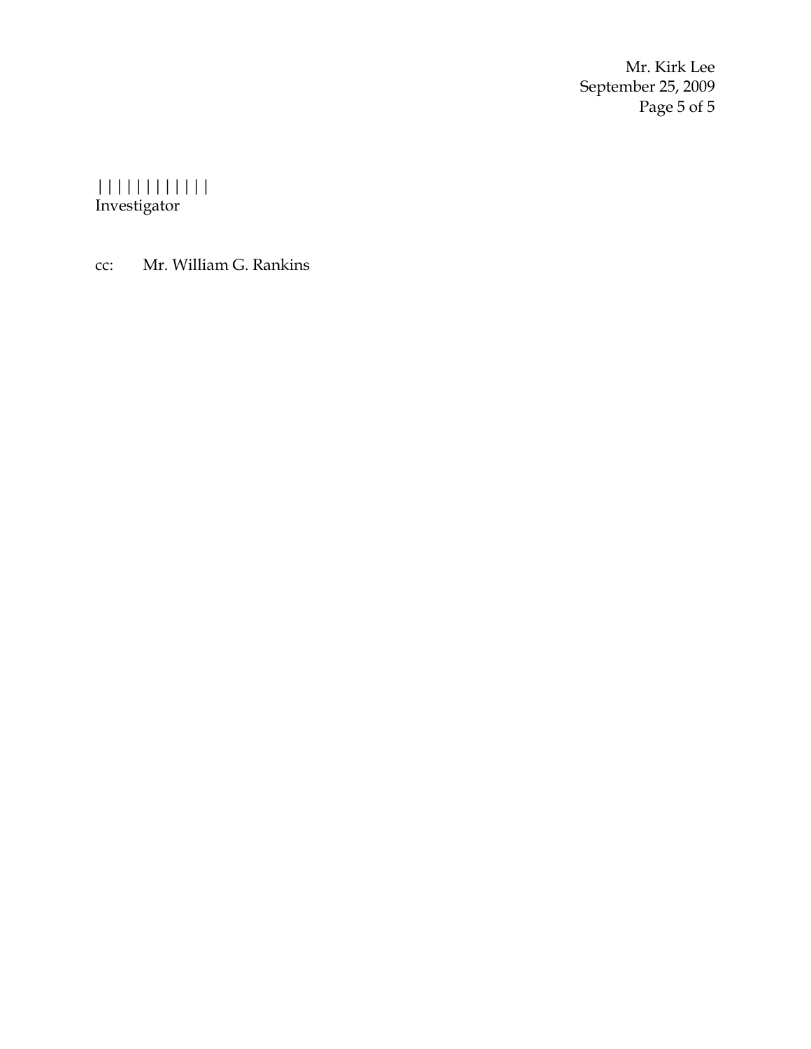| | | | | | | | | | | |
Investigator

cc: Mr. William G. Rankins